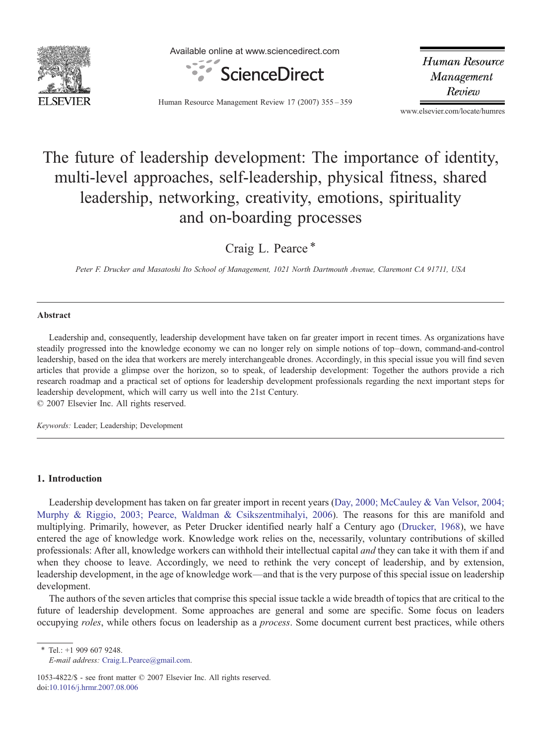# The future of leadership development: The importance of identity, multi-level approaches, self-leadership, physical fitness, shared leadership, networking, creativity, emotions, spirituality and on-boarding processes

Craig L. Pearce *

*Peter F. Drucker and Masatoshi Ito School of Management, 1021 North Dartmouth Avenue, Claremont CA 91711, USA*

## Abstract

Leadership and, consequently, leadership development have taken on far greater import in recent times. As organizations have steadily progressed into the knowledge economy we can no longer rely on simple notions of top–down, command-and-control leadership, based on the idea that workers are merely interchangeable drones. Accordingly, in this special issue you will find seven articles that provide a glimpse over the horizon, so to speak, of leadership development: Together the authors provide a rich research roadmap and a practical set of options for leadership development professionals regarding the next important steps for leadership development, which will carry us well into the 21st Century.

© 2007 Elsevier Inc. All rights reserved.

*Keywords:* Leader; Leadership; Development

## 1. Introduction

Leadership development has taken on far greater import in recent years (Day, 2000; McCauley & Van Velsor, 2004; Murphy & Riggio, 2003; Pearce, Waldman & Csikszentmihalyi, 2006). The reasons for this are manifold and multiplying. Primarily, however, as Peter Drucker identified nearly half a Century ago (Drucker, 1968), we have entered the age of knowledge work. Knowledge work relies on the, necessarily, voluntary contributions of skilled professionals: After all, knowledge workers can withhold their intellectual capital *and* they can take it with them if and when they choose to leave. Accordingly, we need to rethink the very concept of leadership, and by extension, leadership development, in the age of knowledge work—and that is the very purpose of this special issue on leadership development.

The authors of the seven articles that comprise this special issue tackle a wide breadth of topics that are critical to the future of leadership development. Some approaches are general and some are specific. Some focus on leaders occupying *roles*, while others focus on leadership as a *process*. Some document current best practices, while others

---

* Tel.: +1 909 607 9248.
*E-mail address:* Craig.L.Pearce@gmail.com.

1053-4822/$ - see front matter © 2007 Elsevier Inc. All rights reserved.
doi:10.1016/j.hrmr.2007.08.006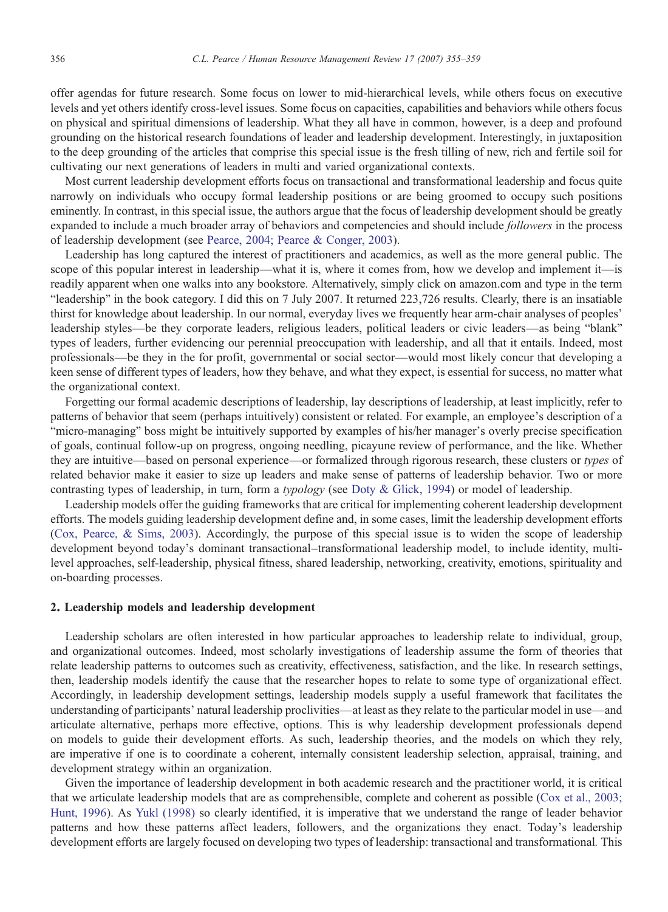offer agendas for future research. Some focus on lower to mid-hierarchical levels, while others focus on executive levels and yet others identify cross-level issues. Some focus on capacities, capabilities and behaviors while others focus on physical and spiritual dimensions of leadership. What they all have in common, however, is a deep and profound grounding on the historical research foundations of leader and leadership development. Interestingly, in juxtaposition to the deep grounding of the articles that comprise this special issue is the fresh tilling of new, rich and fertile soil for cultivating our next generations of leaders in multi and varied organizational contexts.

Most current leadership development efforts focus on transactional and transformational leadership and focus quite narrowly on individuals who occupy formal leadership positions or are being groomed to occupy such positions eminently. In contrast, in this special issue, the authors argue that the focus of leadership development should be greatly expanded to include a much broader array of behaviors and competencies and should include *followers* in the process of leadership development (see Pearce, 2004; Pearce & Conger, 2003).

Leadership has long captured the interest of practitioners and academics, as well as the more general public. The scope of this popular interest in leadership—what it is, where it comes from, how we develop and implement it—is readily apparent when one walks into any bookstore. Alternatively, simply click on amazon.com and type in the term "leadership" in the book category. I did this on 7 July 2007. It returned 223,726 results. Clearly, there is an insatiable thirst for knowledge about leadership. In our normal, everyday lives we frequently hear arm-chair analyses of peoples' leadership styles—be they corporate leaders, religious leaders, political leaders or civic leaders—as being "blank" types of leaders, further evidencing our perennial preoccupation with leadership, and all that it entails. Indeed, most professionals—be they in the for profit, governmental or social sector—would most likely concur that developing a keen sense of different types of leaders, how they behave, and what they expect, is essential for success, no matter what the organizational context.

Forgetting our formal academic descriptions of leadership, lay descriptions of leadership, at least implicitly, refer to patterns of behavior that seem (perhaps intuitively) consistent or related. For example, an employee's description of a "micro-managing" boss might be intuitively supported by examples of his/her manager's overly precise specification of goals, continual follow-up on progress, ongoing needling, picayune review of performance, and the like. Whether they are intuitive—based on personal experience—or formalized through rigorous research, these clusters or *types* of related behavior make it easier to size up leaders and make sense of patterns of leadership behavior. Two or more contrasting types of leadership, in turn, form a *typology* (see Doty & Glick, 1994) or model of leadership.

Leadership models offer the guiding frameworks that are critical for implementing coherent leadership development efforts. The models guiding leadership development define and, in some cases, limit the leadership development efforts (Cox, Pearce, & Sims, 2003). Accordingly, the purpose of this special issue is to widen the scope of leadership development beyond today's dominant transactional–transformational leadership model, to include identity, multi-level approaches, self-leadership, physical fitness, shared leadership, networking, creativity, emotions, spirituality and on-boarding processes.

## 2. Leadership models and leadership development

Leadership scholars are often interested in how particular approaches to leadership relate to individual, group, and organizational outcomes. Indeed, most scholarly investigations of leadership assume the form of theories that relate leadership patterns to outcomes such as creativity, effectiveness, satisfaction, and the like. In research settings, then, leadership models identify the cause that the researcher hopes to relate to some type of organizational effect. Accordingly, in leadership development settings, leadership models supply a useful framework that facilitates the understanding of participants' natural leadership proclivities—at least as they relate to the particular model in use—and articulate alternative, perhaps more effective, options. This is why leadership development professionals depend on models to guide their development efforts. As such, leadership theories, and the models on which they rely, are imperative if one is to coordinate a coherent, internally consistent leadership selection, appraisal, training, and development strategy within an organization.

Given the importance of leadership development in both academic research and the practitioner world, it is critical that we articulate leadership models that are as comprehensible, complete and coherent as possible (Cox et al., 2003; Hunt, 1996). As Yukl (1998) so clearly identified, it is imperative that we understand the range of leader behavior patterns and how these patterns affect leaders, followers, and the organizations they enact. Today's leadership development efforts are largely focused on developing two types of leadership: transactional and transformational. This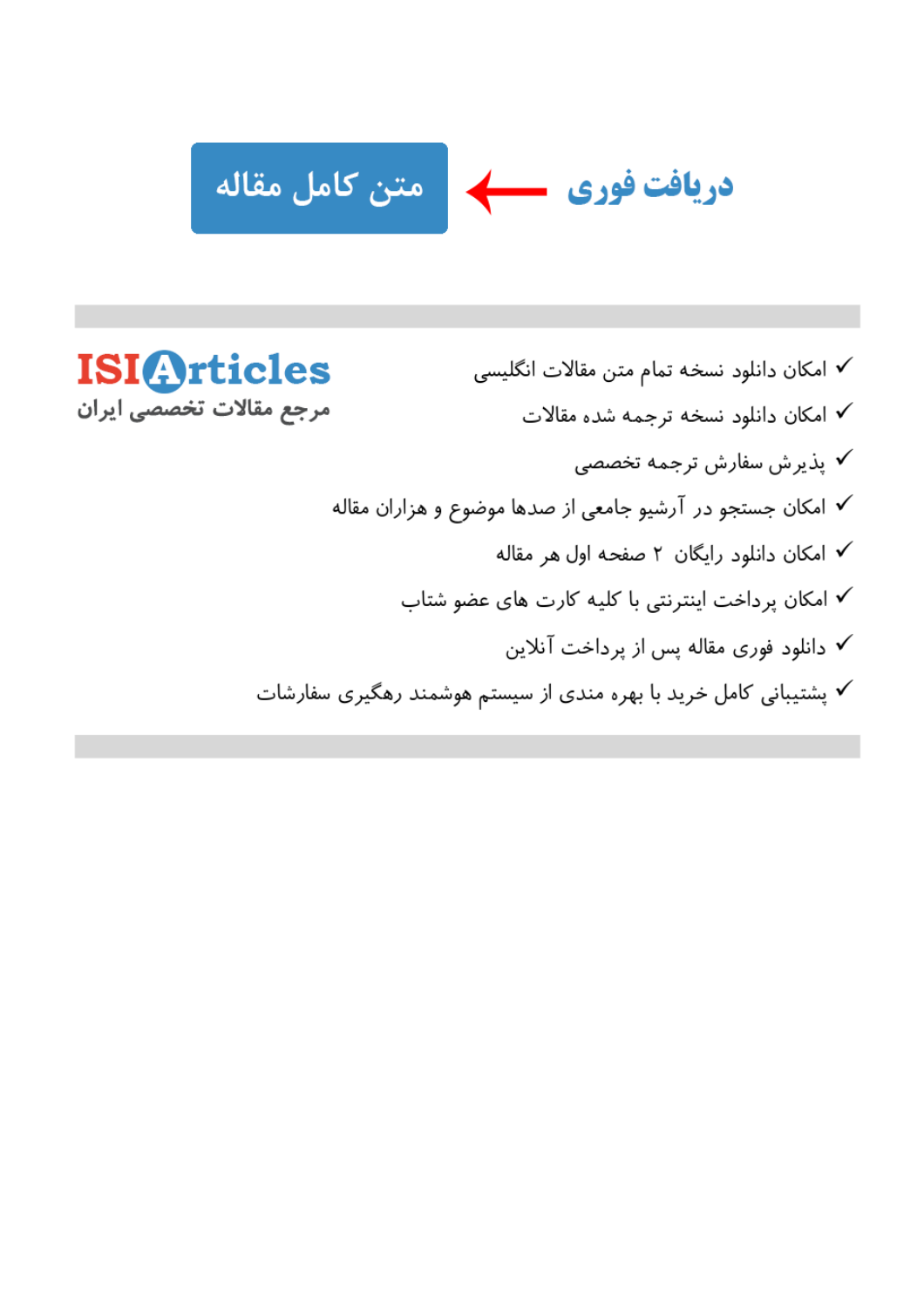دریافت فوری ← متن کامل مقاله

**ISIArticles**
مرجع مقالات تخصصی ایران

- ✓ امکان دانلود نسخه تمام متن مقالات انگلیسی
- ✓ امکان دانلود نسخه ترجمه شده مقالات
- ✓ پذیرش سفارش ترجمه تخصصی
- ✓ امکان جستجو در آرشیو جامعی از صدها موضوع و هزاران مقاله
- ✓ امکان دانلود رایگان ۲ صفحه اول هر مقاله
- ✓ امکان پرداخت اینترنتی با کلیه کارت های عضو شتاب
- ✓ دانلود فوری مقاله پس از پرداخت آنلاین
- ✓ پشتیبانی کامل خرید با بهره مندی از سیستم هوشمند رهگیری سفارشات